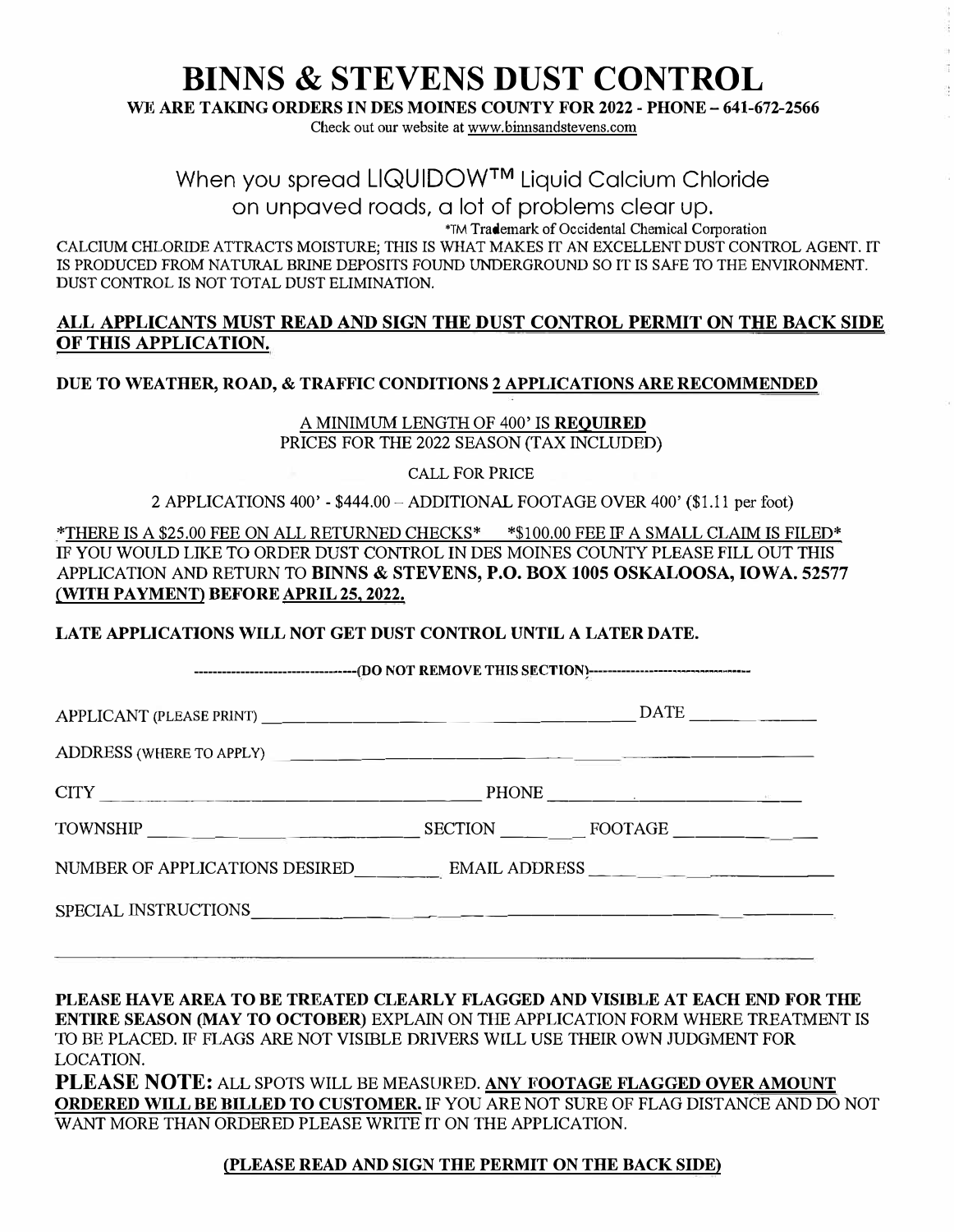# BINNS & STEVENS DUST CONTROL

**WE ARE TAKING ORDERS IN DES MOINES COUNTY FOR 2022 - PHONE – 641-672-2566**

Check out our website at www.binnsandstevens.com

## When you spread LIQUIDOW™ Liquid Calcium Chloride on unpaved roads, a lot of problems clear up.

*TM Trademark of Occidental Chemical Corporation

CALCIUM CHLORIDE ATTRACTS MOISTURE; THIS IS WHAT MAKES IT AN EXCELLENT DUST CONTROL AGENT. IT IS PRODUCED FROM NATURAL BRINE DEPOSITS FOUND UNDERGROUND SO IT IS SAFE TO THE ENVIRONMENT. DUST CONTROL IS NOT TOTAL DUST ELIMINATION.

**ALL APPLICANTS MUST READ AND SIGN THE DUST CONTROL PERMIT ON THE BACK SIDE OF THIS APPLICATION.**

**DUE TO WEATHER, ROAD, & TRAFFIC CONDITIONS 2 APPLICATIONS ARE RECOMMENDED**

A MINIMUM LENGTH OF 400' IS **REQUIRED**

PRICES FOR THE 2022 SEASON (TAX INCLUDED)

CALL FOR PRICE

2 APPLICATIONS 400' - $444.00 – ADDITIONAL FOOTAGE OVER 400' ($1.11 per foot)

*THERE IS A $25.00 FEE ON ALL RETURNED CHECKS* *$100.00 FEE IF A SMALL CLAIM IS FILED*

IF YOU WOULD LIKE TO ORDER DUST CONTROL IN DES MOINES COUNTY PLEASE FILL OUT THIS APPLICATION AND RETURN TO **BINNS & STEVENS, P.O. BOX 1005 OSKALOOSA, IOWA. 52577 (WITH PAYMENT) BEFORE APRIL 25, 2022.**

**LATE APPLICATIONS WILL NOT GET DUST CONTROL UNTIL A LATER DATE.**

---------(DO NOT REMOVE THIS SECTION)---------

APPLICANT (PLEASE PRINT) ____________________ DATE __________

ADDRESS (WHERE TO APPLY) ____________________

CITY ____________________ PHONE ____________________

TOWNSHIP ____________________ SECTION ________ FOOTAGE ____________

NUMBER OF APPLICATIONS DESIRED ________ EMAIL ADDRESS ____________________

SPECIAL INSTRUCTIONS ____________________

____________________

**PLEASE HAVE AREA TO BE TREATED CLEARLY FLAGGED AND VISIBLE AT EACH END FOR THE ENTIRE SEASON (MAY TO OCTOBER)** EXPLAIN ON THE APPLICATION FORM WHERE TREATMENT IS TO BE PLACED. IF FLAGS ARE NOT VISIBLE DRIVERS WILL USE THEIR OWN JUDGMENT FOR LOCATION.

**PLEASE NOTE:** ALL SPOTS WILL BE MEASURED. **ANY FOOTAGE FLAGGED OVER AMOUNT ORDERED WILL BE BILLED TO CUSTOMER.** IF YOU ARE NOT SURE OF FLAG DISTANCE AND DO NOT WANT MORE THAN ORDERED PLEASE WRITE IT ON THE APPLICATION.

**(PLEASE READ AND SIGN THE PERMIT ON THE BACK SIDE)**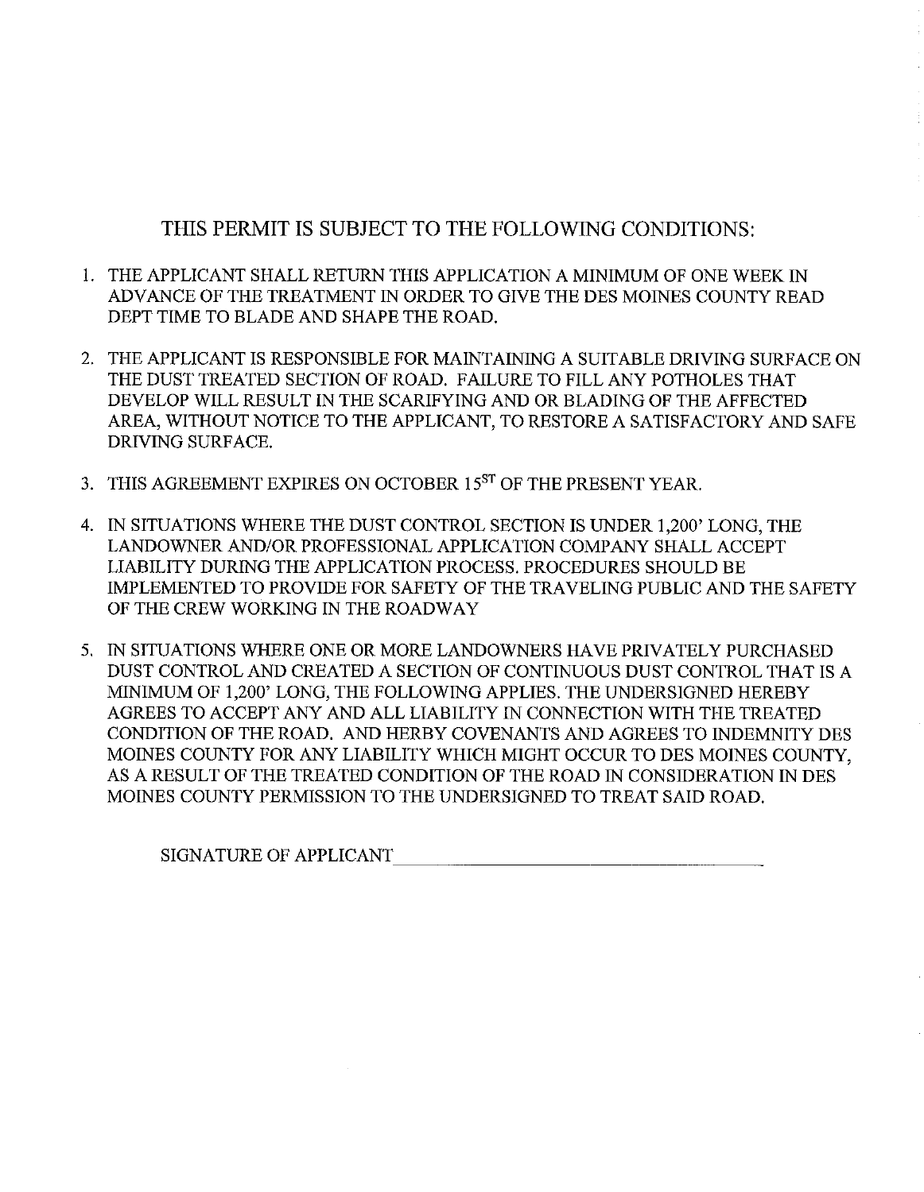# THIS PERMIT IS SUBJECT TO THE FOLLOWING CONDITIONS:

1. THE APPLICANT SHALL RETURN THIS APPLICATION A MINIMUM OF ONE WEEK IN ADVANCE OF THE TREATMENT IN ORDER TO GIVE THE DES MOINES COUNTY READ DEPT TIME TO BLADE AND SHAPE THE ROAD.

2. THE APPLICANT IS RESPONSIBLE FOR MAINTAINING A SUITABLE DRIVING SURFACE ON THE DUST TREATED SECTION OF ROAD. FAILURE TO FILL ANY POTHOLES THAT DEVELOP WILL RESULT IN THE SCARIFYING AND OR BLADING OF THE AFFECTED AREA, WITHOUT NOTICE TO THE APPLICANT, TO RESTORE A SATISFACTORY AND SAFE DRIVING SURFACE.

3. THIS AGREEMENT EXPIRES ON OCTOBER 15ST OF THE PRESENT YEAR.

4. IN SITUATIONS WHERE THE DUST CONTROL SECTION IS UNDER 1,200' LONG, THE LANDOWNER AND/OR PROFESSIONAL APPLICATION COMPANY SHALL ACCEPT LIABILITY DURING THE APPLICATION PROCESS. PROCEDURES SHOULD BE IMPLEMENTED TO PROVIDE FOR SAFETY OF THE TRAVELING PUBLIC AND THE SAFETY OF THE CREW WORKING IN THE ROADWAY

5. IN SITUATIONS WHERE ONE OR MORE LANDOWNERS HAVE PRIVATELY PURCHASED DUST CONTROL AND CREATED A SECTION OF CONTINUOUS DUST CONTROL THAT IS A MINIMUM OF 1,200' LONG, THE FOLLOWING APPLIES. THE UNDERSIGNED HEREBY AGREES TO ACCEPT ANY AND ALL LIABILITY IN CONNECTION WITH THE TREATED CONDITION OF THE ROAD. AND HERBY COVENANTS AND AGREES TO INDEMNITY DES MOINES COUNTY FOR ANY LIABILITY WHICH MIGHT OCCUR TO DES MOINES COUNTY, AS A RESULT OF THE TREATED CONDITION OF THE ROAD IN CONSIDERATION IN DES MOINES COUNTY PERMISSION TO THE UNDERSIGNED TO TREAT SAID ROAD.

SIGNATURE OF APPLICANT ____________________________________